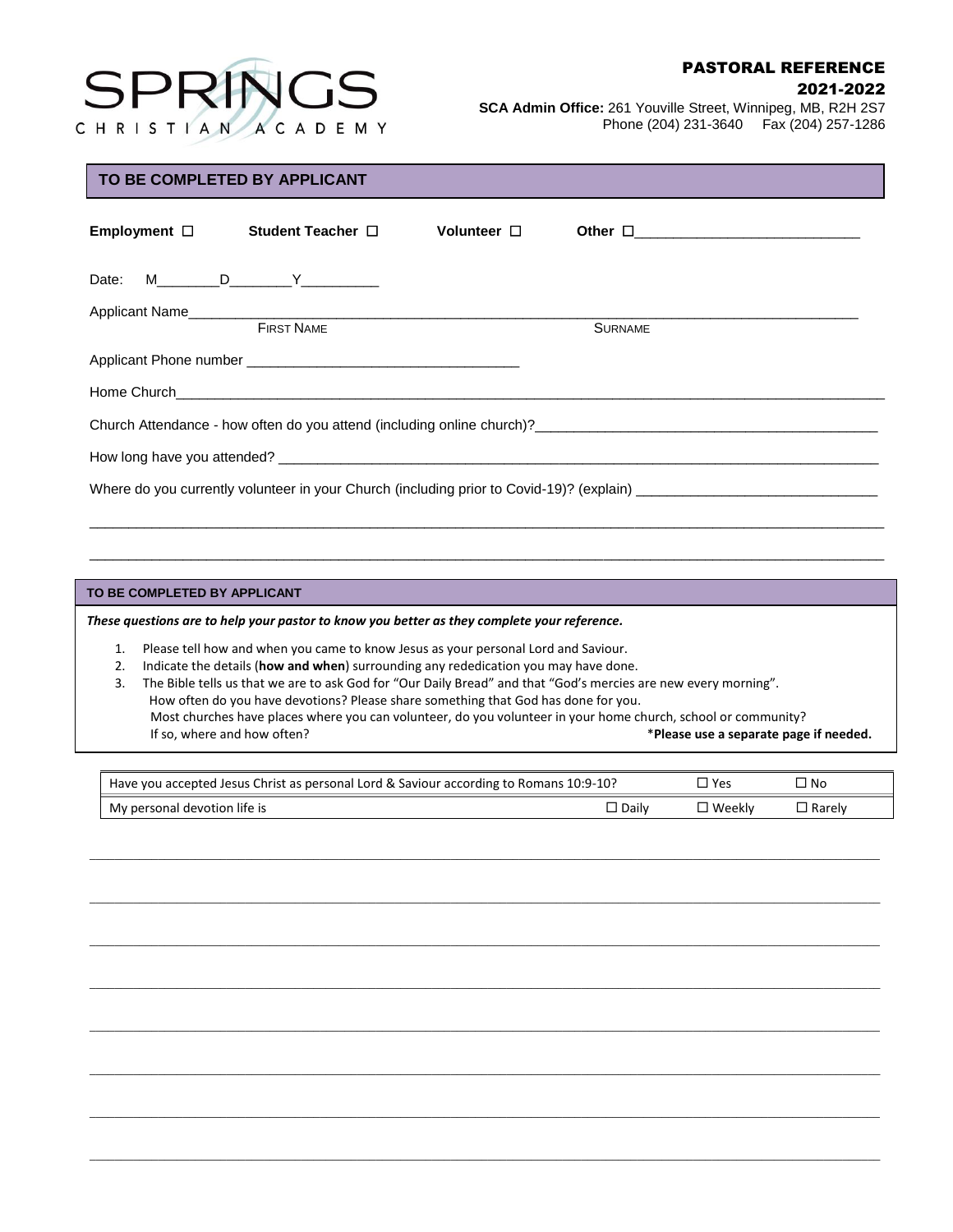SPRINGS
CHRISTIAN ACADEMY

## PASTORAL REFERENCE
## 2021-2022

**SCA Admin Office:** 261 Youville Street, Winnipeg, MB, R2H 2S7
Phone (204) 231-3640 Fax (204) 257-1286

### TO BE COMPLETED BY APPLICANT

**Employment** ☐ **Student Teacher** ☐ **Volunteer** ☐ **Other** ☐____________________________

Date: M________D________Y__________

Applicant Name______________________________________________________________________________
FIRST NAME SURNAME

Applicant Phone number ___________________________________

Home Church__________________________________________________________________________________

Church Attendance - how often do you attend (including online church)?_____________________________________________

How long have you attended? _____________________________________________________________________________

Where do you currently volunteer in your Church (including prior to Covid-19)? (explain) ______________________________

_______________________________________________________________________________________________

_______________________________________________________________________________________________

### TO BE COMPLETED BY APPLICANT

***These questions are to help your pastor to know you better as they complete your reference.***

1. Please tell how and when you came to know Jesus as your personal Lord and Saviour.
2. Indicate the details (**how and when**) surrounding any rededication you may have done.
3. The Bible tells us that we are to ask God for "Our Daily Bread" and that "God's mercies are new every morning".
   How often do you have devotions? Please share something that God has done for you.
   Most churches have places where you can volunteer, do you volunteer in your home church, school or community?
   If so, where and how often?

*__Please use a separate page if needed.__

| Have you accepted Jesus Christ as personal Lord & Saviour according to Romans 10:9-10? | | ☐ Yes | ☐ No |
|---|---|---|---|
| My personal devotion life is | ☐ Daily | ☐ Weekly | ☐ Rarely |

_______________________________________________________________________________________________

_______________________________________________________________________________________________

_______________________________________________________________________________________________

_______________________________________________________________________________________________

_______________________________________________________________________________________________

_______________________________________________________________________________________________

_______________________________________________________________________________________________

_______________________________________________________________________________________________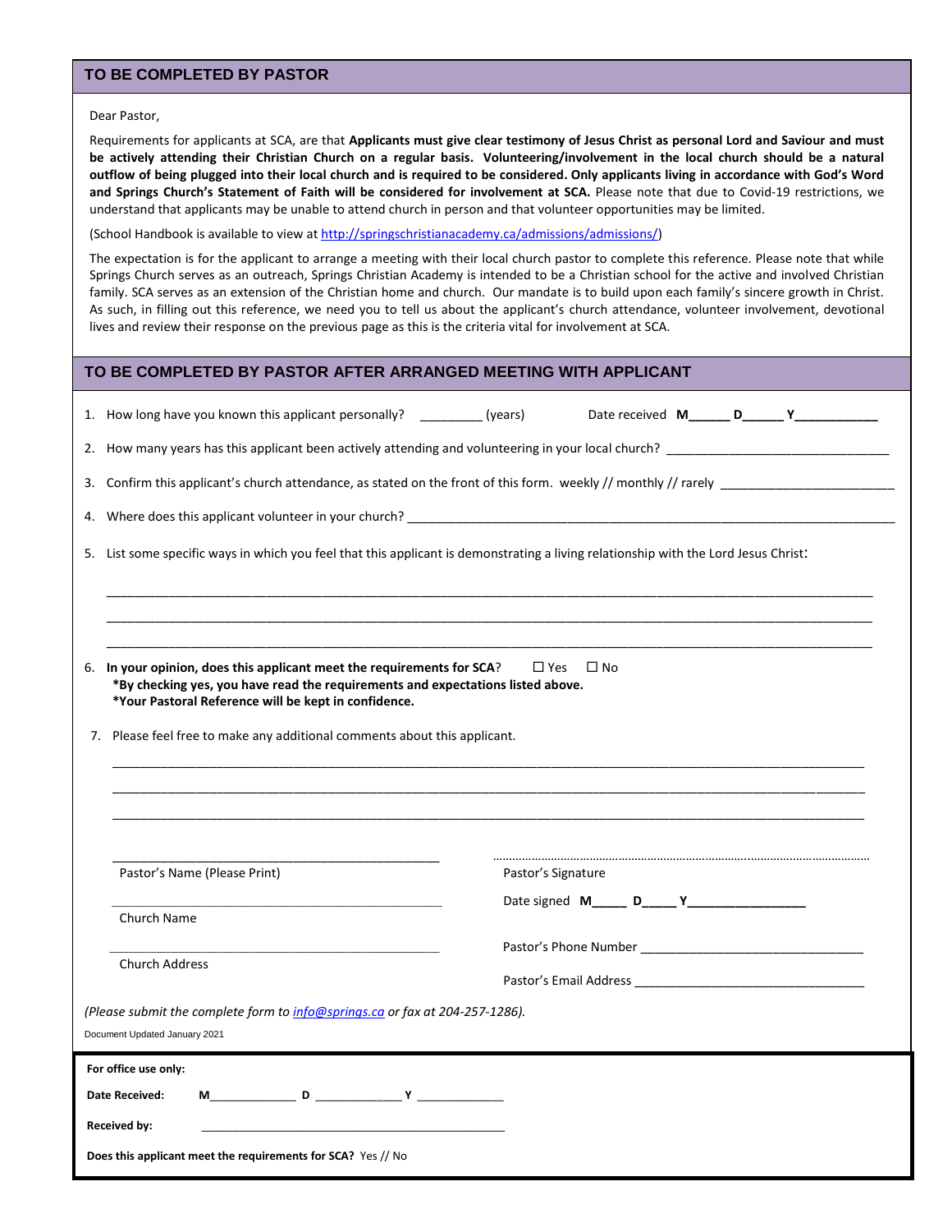## TO BE COMPLETED BY PASTOR

Dear Pastor,

Requirements for applicants at SCA, are that **Applicants must give clear testimony of Jesus Christ as personal Lord and Saviour and must be actively attending their Christian Church on a regular basis. Volunteering/involvement in the local church should be a natural outflow of being plugged into their local church and is required to be considered. Only applicants living in accordance with God's Word and Springs Church's Statement of Faith will be considered for involvement at SCA.** Please note that due to Covid-19 restrictions, we understand that applicants may be unable to attend church in person and that volunteer opportunities may be limited.

(School Handbook is available to view at http://springschristianacademy.ca/admissions/admissions/)

The expectation is for the applicant to arrange a meeting with their local church pastor to complete this reference. Please note that while Springs Church serves as an outreach, Springs Christian Academy is intended to be a Christian school for the active and involved Christian family. SCA serves as an extension of the Christian home and church. Our mandate is to build upon each family's sincere growth in Christ. As such, in filling out this reference, we need you to tell us about the applicant's church attendance, volunteer involvement, devotional lives and review their response on the previous page as this is the criteria vital for involvement at SCA.

## TO BE COMPLETED BY PASTOR AFTER ARRANGED MEETING WITH APPLICANT

1. How long have you known this applicant personally? _________ (years)     Date received **M______ D______ Y____________**
2. How many years has this applicant been actively attending and volunteering in your local church? ________________________________
3. Confirm this applicant's church attendance, as stated on the front of this form. weekly // monthly // rarely ________________________
4. Where does this applicant volunteer in your church? ________________________________________________________________________
5. List some specific ways in which you feel that this applicant is demonstrating a living relationship with the Lord Jesus Christ:

   ______________________________________________________________________________________________

   ______________________________________________________________________________________________

   ______________________________________________________________________________________________

6. **In your opinion, does this applicant meet the requirements for SCA**? ☐ Yes ☐ No
   **\*By checking yes, you have read the requirements and expectations listed above.**
   **\*Your Pastoral Reference will be kept in confidence.**

7. Please feel free to make any additional comments about this applicant.

   ______________________________________________________________________________________________

   ______________________________________________________________________________________________

   ______________________________________________________________________________________________

_______________________________________________
Pastor's Name (Please Print)

.......................................................................................................
Pastor's Signature

Date signed **M_____ D_____ Y_________________**

_______________________________________________
Church Name

_______________________________________________
Church Address

Pastor's Phone Number ________________________________

Pastor's Email Address _________________________________

*(Please submit the complete form to info@springs.ca or fax at 204-257-1286).*

Document Updated January 2021

**For office use only:**

**Date Received:** **M**_____________ **D** _____________ **Y** _____________

**Received by:** _____________________________________________

**Does this applicant meet the requirements for SCA?** Yes // No